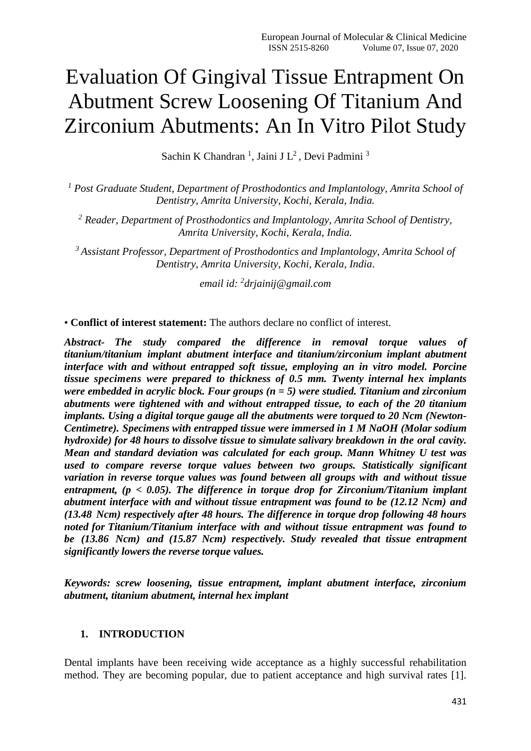# Evaluation Of Gingival Tissue Entrapment On Abutment Screw Loosening Of Titanium And Zirconium Abutments: An In Vitro Pilot Study

Sachin K Chandran [1], Jaini J L[2], Devi Padmini [3]

[1] *Post Graduate Student, Department of Prosthodontics and Implantology, Amrita School of Dentistry, Amrita University, Kochi, Kerala, India.*

[2] *Reader, Department of Prosthodontics and Implantology, Amrita School of Dentistry, Amrita University, Kochi, Kerala, India.*

[3] *Assistant Professor, Department of Prosthodontics and Implantology, Amrita School of Dentistry, Amrita University, Kochi, Kerala, India.*

*email id: [2]drjainij@gmail.com*

• **Conflict of interest statement:** The authors declare no conflict of interest.

***Abstract- The study compared the difference in removal torque values of titanium/titanium implant abutment interface and titanium/zirconium implant abutment interface with and without entrapped soft tissue, employing an in vitro model. Porcine tissue specimens were prepared to thickness of 0.5 mm. Twenty internal hex implants were embedded in acrylic block. Four groups (n = 5) were studied. Titanium and zirconium abutments were tightened with and without entrapped tissue, to each of the 20 titanium implants. Using a digital torque gauge all the abutments were torqued to 20 Ncm (Newton-Centimetre). Specimens with entrapped tissue were immersed in 1 M NaOH (Molar sodium hydroxide) for 48 hours to dissolve tissue to simulate salivary breakdown in the oral cavity. Mean and standard deviation was calculated for each group. Mann Whitney U test was used to compare reverse torque values between two groups. Statistically significant variation in reverse torque values was found between all groups with and without tissue entrapment, ($p < 0.05$). The difference in torque drop for Zirconium/Titanium implant abutment interface with and without tissue entrapment was found to be (12.12 Ncm) and (13.48 Ncm) respectively after 48 hours. The difference in torque drop following 48 hours noted for Titanium/Titanium interface with and without tissue entrapment was found to be (13.86 Ncm) and (15.87 Ncm) respectively. Study revealed that tissue entrapment significantly lowers the reverse torque values.***

***Keywords: screw loosening, tissue entrapment, implant abutment interface, zirconium abutment, titanium abutment, internal hex implant***

## 1. INTRODUCTION

Dental implants have been receiving wide acceptance as a highly successful rehabilitation method. They are becoming popular, due to patient acceptance and high survival rates [1].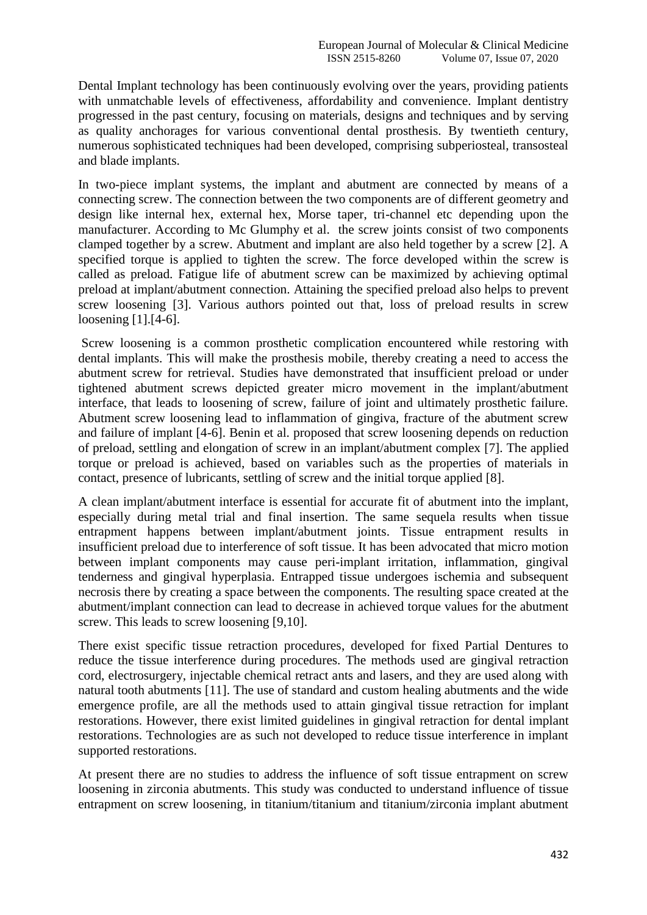Dental Implant technology has been continuously evolving over the years, providing patients with unmatchable levels of effectiveness, affordability and convenience. Implant dentistry progressed in the past century, focusing on materials, designs and techniques and by serving as quality anchorages for various conventional dental prosthesis. By twentieth century, numerous sophisticated techniques had been developed, comprising subperiosteal, transosteal and blade implants.

In two-piece implant systems, the implant and abutment are connected by means of a connecting screw. The connection between the two components are of different geometry and design like internal hex, external hex, Morse taper, tri-channel etc depending upon the manufacturer. According to Mc Glumphy et al. the screw joints consist of two components clamped together by a screw. Abutment and implant are also held together by a screw [2]. A specified torque is applied to tighten the screw. The force developed within the screw is called as preload. Fatigue life of abutment screw can be maximized by achieving optimal preload at implant/abutment connection. Attaining the specified preload also helps to prevent screw loosening [3]. Various authors pointed out that, loss of preload results in screw loosening [1].[4-6].

Screw loosening is a common prosthetic complication encountered while restoring with dental implants. This will make the prosthesis mobile, thereby creating a need to access the abutment screw for retrieval. Studies have demonstrated that insufficient preload or under tightened abutment screws depicted greater micro movement in the implant/abutment interface, that leads to loosening of screw, failure of joint and ultimately prosthetic failure. Abutment screw loosening lead to inflammation of gingiva, fracture of the abutment screw and failure of implant [4-6]. Benin et al. proposed that screw loosening depends on reduction of preload, settling and elongation of screw in an implant/abutment complex [7]. The applied torque or preload is achieved, based on variables such as the properties of materials in contact, presence of lubricants, settling of screw and the initial torque applied [8].

A clean implant/abutment interface is essential for accurate fit of abutment into the implant, especially during metal trial and final insertion. The same sequela results when tissue entrapment happens between implant/abutment joints. Tissue entrapment results in insufficient preload due to interference of soft tissue. It has been advocated that micro motion between implant components may cause peri-implant irritation, inflammation, gingival tenderness and gingival hyperplasia. Entrapped tissue undergoes ischemia and subsequent necrosis there by creating a space between the components. The resulting space created at the abutment/implant connection can lead to decrease in achieved torque values for the abutment screw. This leads to screw loosening [9,10].

There exist specific tissue retraction procedures, developed for fixed Partial Dentures to reduce the tissue interference during procedures. The methods used are gingival retraction cord, electrosurgery, injectable chemical retract ants and lasers, and they are used along with natural tooth abutments [11]. The use of standard and custom healing abutments and the wide emergence profile, are all the methods used to attain gingival tissue retraction for implant restorations. However, there exist limited guidelines in gingival retraction for dental implant restorations. Technologies are as such not developed to reduce tissue interference in implant supported restorations.

At present there are no studies to address the influence of soft tissue entrapment on screw loosening in zirconia abutments. This study was conducted to understand influence of tissue entrapment on screw loosening, in titanium/titanium and titanium/zirconia implant abutment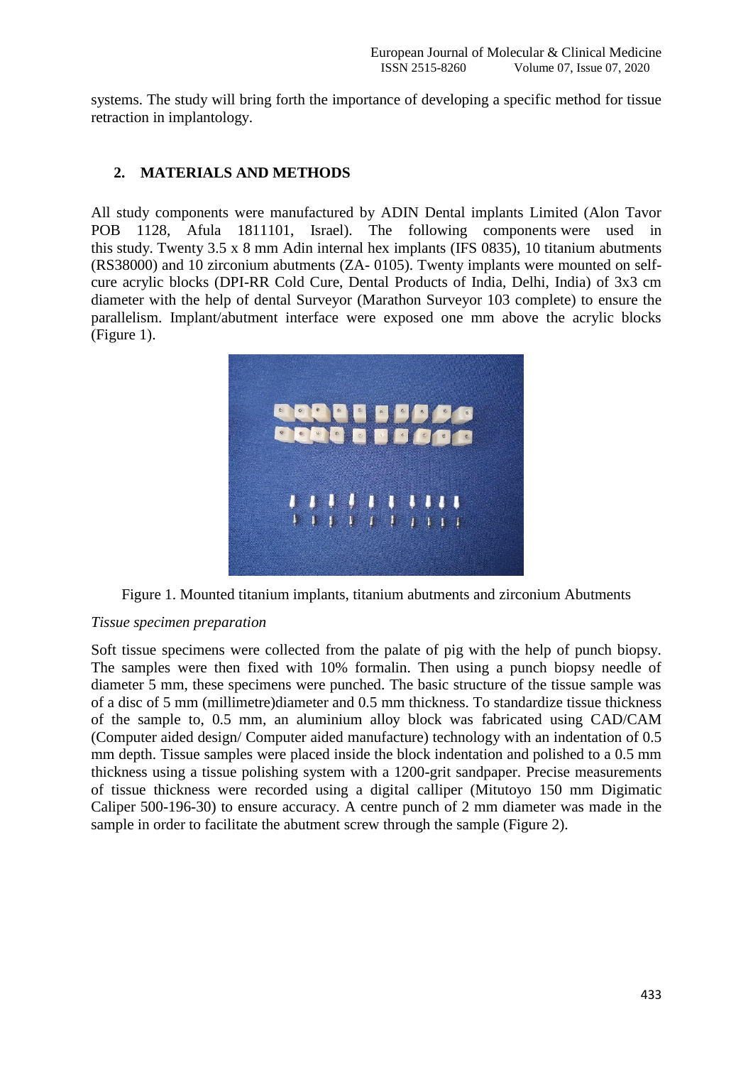systems. The study will bring forth the importance of developing a specific method for tissue retraction in implantology.

## 2. MATERIALS AND METHODS

All study components were manufactured by ADIN Dental implants Limited (Alon Tavor POB 1128, Afula 1811101, Israel). The following components were used in this study. Twenty 3.5 x 8 mm Adin internal hex implants (IFS 0835), 10 titanium abutments (RS38000) and 10 zirconium abutments (ZA- 0105). Twenty implants were mounted on self-cure acrylic blocks (DPI-RR Cold Cure, Dental Products of India, Delhi, India) of 3x3 cm diameter with the help of dental Surveyor (Marathon Surveyor 103 complete) to ensure the parallelism. Implant/abutment interface were exposed one mm above the acrylic blocks (Figure 1).

Figure 1. Mounted titanium implants, titanium abutments and zirconium Abutments

*Tissue specimen preparation*

Soft tissue specimens were collected from the palate of pig with the help of punch biopsy. The samples were then fixed with 10% formalin. Then using a punch biopsy needle of diameter 5 mm, these specimens were punched. The basic structure of the tissue sample was of a disc of 5 mm (millimetre)diameter and 0.5 mm thickness. To standardize tissue thickness of the sample to, 0.5 mm, an aluminium alloy block was fabricated using CAD/CAM (Computer aided design/ Computer aided manufacture) technology with an indentation of 0.5 mm depth. Tissue samples were placed inside the block indentation and polished to a 0.5 mm thickness using a tissue polishing system with a 1200-grit sandpaper. Precise measurements of tissue thickness were recorded using a digital calliper (Mitutoyo 150 mm Digimatic Caliper 500-196-30) to ensure accuracy. A centre punch of 2 mm diameter was made in the sample in order to facilitate the abutment screw through the sample (Figure 2).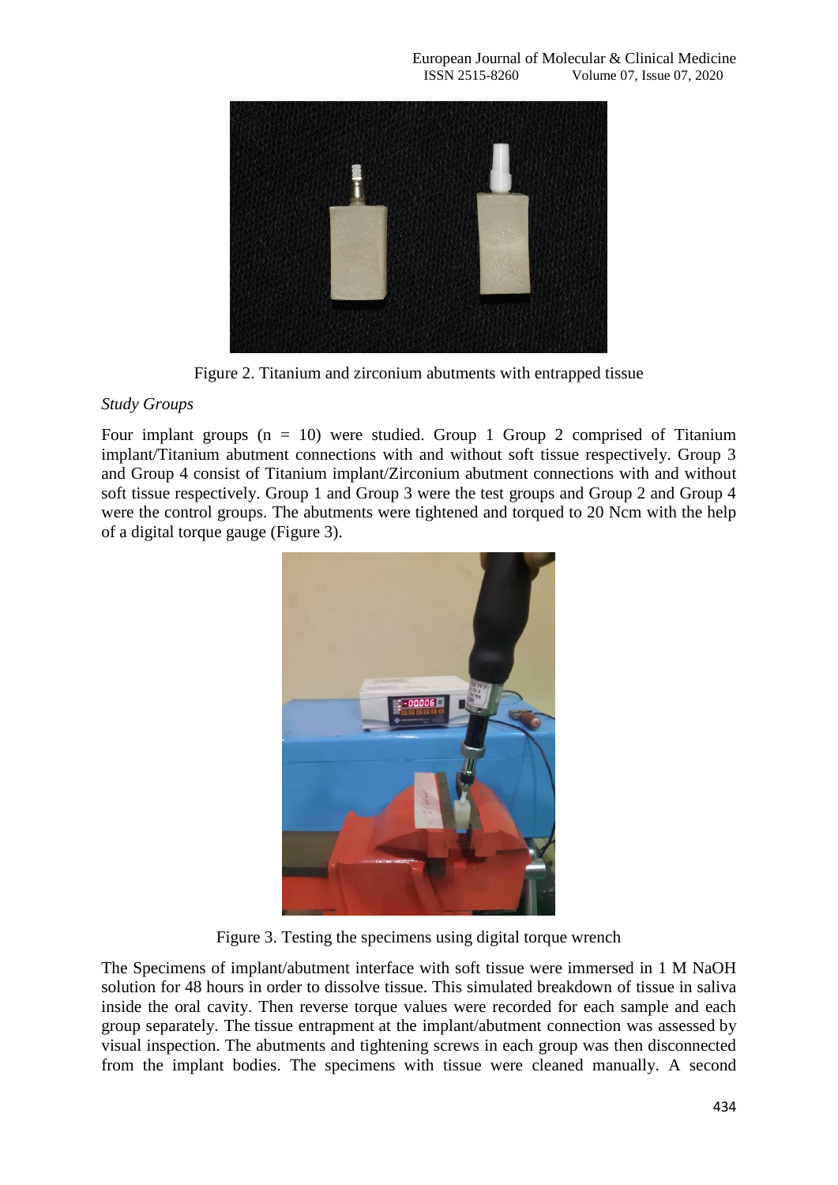Figure 2. Titanium and zirconium abutments with entrapped tissue

*Study Groups*

Four implant groups (n = 10) were studied. Group 1 Group 2 comprised of Titanium implant/Titanium abutment connections with and without soft tissue respectively. Group 3 and Group 4 consist of Titanium implant/Zirconium abutment connections with and without soft tissue respectively. Group 1 and Group 3 were the test groups and Group 2 and Group 4 were the control groups. The abutments were tightened and torqued to 20 Ncm with the help of a digital torque gauge (Figure 3).

Figure 3. Testing the specimens using digital torque wrench

The Specimens of implant/abutment interface with soft tissue were immersed in 1 M NaOH solution for 48 hours in order to dissolve tissue. This simulated breakdown of tissue in saliva inside the oral cavity. Then reverse torque values were recorded for each sample and each group separately. The tissue entrapment at the implant/abutment connection was assessed by visual inspection. The abutments and tightening screws in each group was then disconnected from the implant bodies. The specimens with tissue were cleaned manually. A second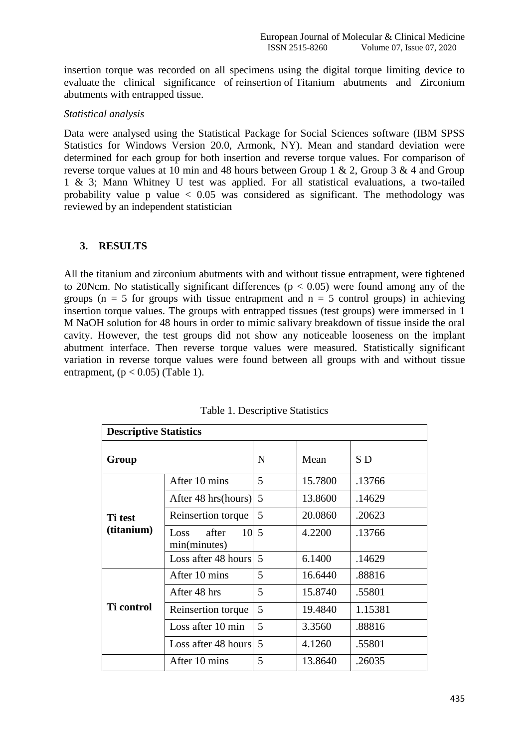insertion torque was recorded on all specimens using the digital torque limiting device to evaluate the clinical significance of reinsertion of Titanium abutments and Zirconium abutments with entrapped tissue.

*Statistical analysis*

Data were analysed using the Statistical Package for Social Sciences software (IBM SPSS Statistics for Windows Version 20.0, Armonk, NY). Mean and standard deviation were determined for each group for both insertion and reverse torque values. For comparison of reverse torque values at 10 min and 48 hours between Group 1 & 2, Group 3 & 4 and Group 1 & 3; Mann Whitney U test was applied. For all statistical evaluations, a two-tailed probability value p value $< 0.05$ was considered as significant. The methodology was reviewed by an independent statistician

## 3. RESULTS

All the titanium and zirconium abutments with and without tissue entrapment, were tightened to 20Ncm. No statistically significant differences ($p < 0.05$) were found among any of the groups ($n = 5$ for groups with tissue entrapment and $n = 5$ control groups) in achieving insertion torque values. The groups with entrapped tissues (test groups) were immersed in 1 M NaOH solution for 48 hours in order to mimic salivary breakdown of tissue inside the oral cavity. However, the test groups did not show any noticeable looseness on the implant abutment interface. Then reverse torque values were measured. Statistically significant variation in reverse torque values were found between all groups with and without tissue entrapment, ($p < 0.05$) (Table 1).

Table 1. Descriptive Statistics

| **Descriptive Statistics** | | | | |
|---|---|---|---|---|
| **Group** | | N | Mean | S D |
| **Ti test (titanium)** | After 10 mins | 5 | 15.7800 | .13766 |
| | After 48 hrs(hours) | 5 | 13.8600 | .14629 |
| | Reinsertion torque | 5 | 20.0860 | .20623 |
| | Loss after 10 min(minutes) | 5 | 4.2200 | .13766 |
| | Loss after 48 hours | 5 | 6.1400 | .14629 |
| **Ti control** | After 10 mins | 5 | 16.6440 | .88816 |
| | After 48 hrs | 5 | 15.8740 | .55801 |
| | Reinsertion torque | 5 | 19.4840 | 1.15381 |
| | Loss after 10 min | 5 | 3.3560 | .88816 |
| | Loss after 48 hours | 5 | 4.1260 | .55801 |
| | After 10 mins | 5 | 13.8640 | .26035 |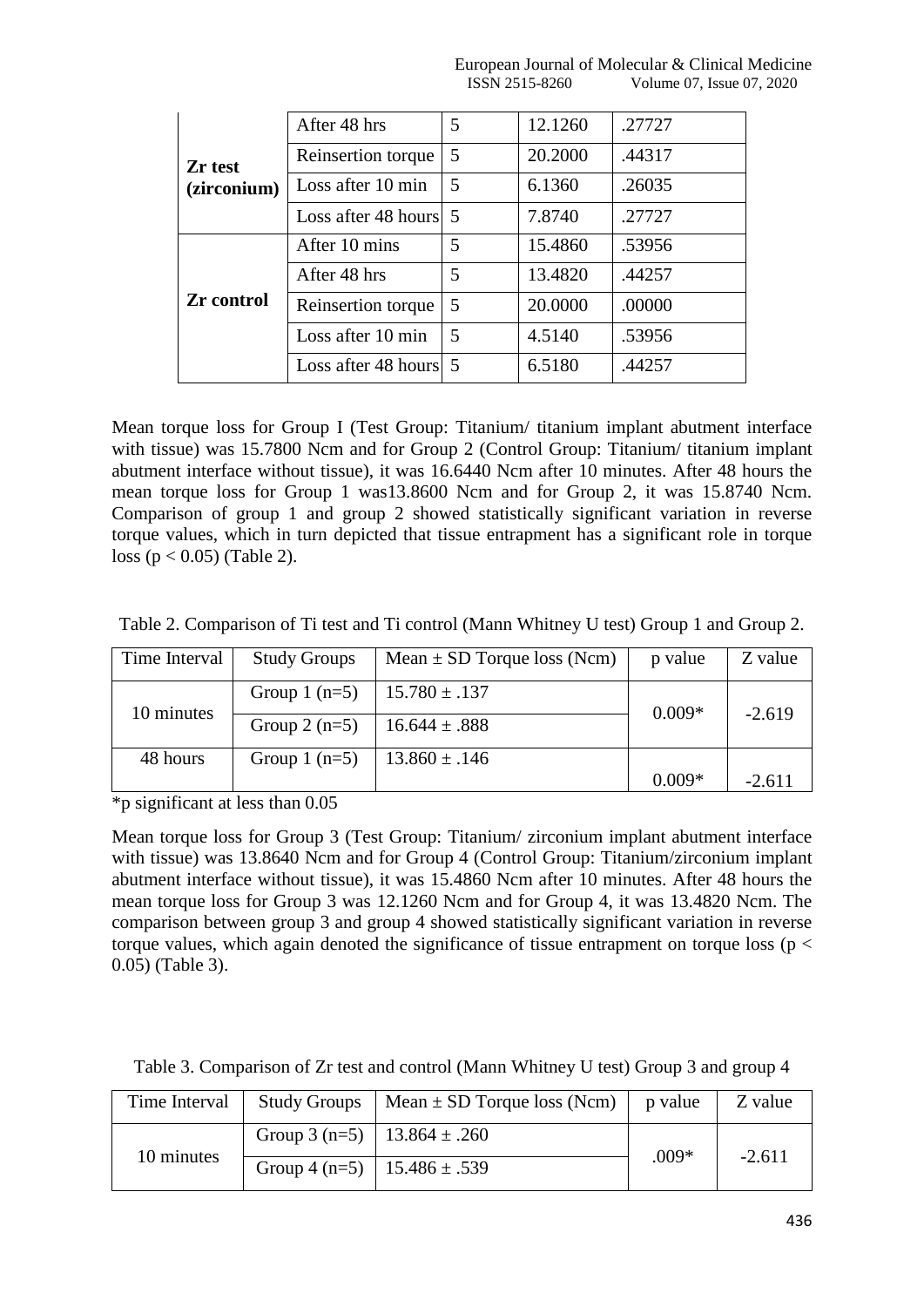| | | | | |
|---|---|---|---|---|
| **Zr test (zirconium)** | After 48 hrs | 5 | 12.1260 | .27727 |
| | Reinsertion torque | 5 | 20.2000 | .44317 |
| | Loss after 10 min | 5 | 6.1360 | .26035 |
| | Loss after 48 hours | 5 | 7.8740 | .27727 |
| **Zr control** | After 10 mins | 5 | 15.4860 | .53956 |
| | After 48 hrs | 5 | 13.4820 | .44257 |
| | Reinsertion torque | 5 | 20.0000 | .00000 |
| | Loss after 10 min | 5 | 4.5140 | .53956 |
| | Loss after 48 hours | 5 | 6.5180 | .44257 |

Mean torque loss for Group I (Test Group: Titanium/ titanium implant abutment interface with tissue) was 15.7800 Ncm and for Group 2 (Control Group: Titanium/ titanium implant abutment interface without tissue), it was 16.6440 Ncm after 10 minutes. After 48 hours the mean torque loss for Group 1 was13.8600 Ncm and for Group 2, it was 15.8740 Ncm. Comparison of group 1 and group 2 showed statistically significant variation in reverse torque values, which in turn depicted that tissue entrapment has a significant role in torque loss ($p < 0.05$) (Table 2).

Table 2. Comparison of Ti test and Ti control (Mann Whitney U test) Group 1 and Group 2.

| Time Interval | Study Groups | Mean ± SD Torque loss (Ncm) | p value | Z value |
|---|---|---|---|---|
| 10 minutes | Group 1 (n=5) | 15.780 ± .137 | 0.009* | -2.619 |
| | Group 2 (n=5) | 16.644 ± .888 | | |
| 48 hours | Group 1 (n=5) | 13.860 ± .146 | 0.009* | -2.611 |

*p significant at less than 0.05

Mean torque loss for Group 3 (Test Group: Titanium/ zirconium implant abutment interface with tissue) was 13.8640 Ncm and for Group 4 (Control Group: Titanium/zirconium implant abutment interface without tissue), it was 15.4860 Ncm after 10 minutes. After 48 hours the mean torque loss for Group 3 was 12.1260 Ncm and for Group 4, it was 13.4820 Ncm. The comparison between group 3 and group 4 showed statistically significant variation in reverse torque values, which again denoted the significance of tissue entrapment on torque loss ($p < 0.05$) (Table 3).

Table 3. Comparison of Zr test and control (Mann Whitney U test) Group 3 and group 4

| Time Interval | Study Groups | Mean ± SD Torque loss (Ncm) | p value | Z value |
|---|---|---|---|---|
| 10 minutes | Group 3 (n=5) | 13.864 ± .260 | .009* | -2.611 |
| | Group 4 (n=5) | 15.486 ± .539 | | |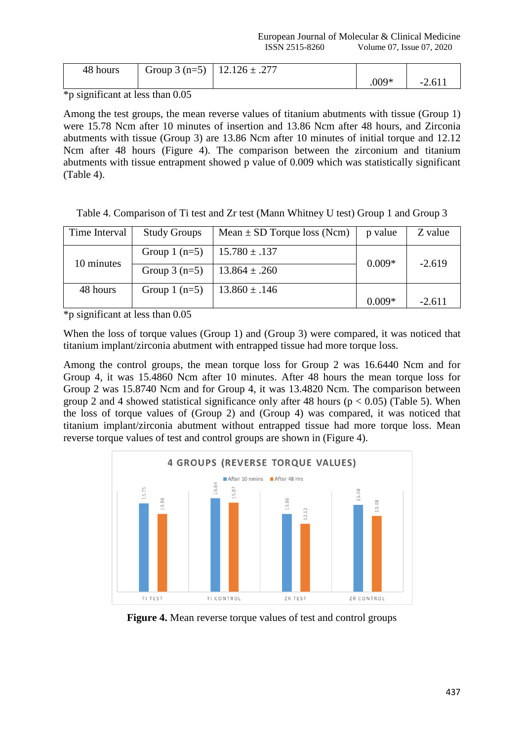| 48 hours | Group 3 (n=5) | 12.126 ± .277 | .009* | -2.611 |
|---|---|---|---|---|

*p significant at less than 0.05

Among the test groups, the mean reverse values of titanium abutments with tissue (Group 1) were 15.78 Ncm after 10 minutes of insertion and 13.86 Ncm after 48 hours, and Zirconia abutments with tissue (Group 3) are 13.86 Ncm after 10 minutes of initial torque and 12.12 Ncm after 48 hours (Figure 4). The comparison between the zirconium and titanium abutments with tissue entrapment showed p value of 0.009 which was statistically significant (Table 4).

Table 4. Comparison of Ti test and Zr test (Mann Whitney U test) Group 1 and Group 3

| Time Interval | Study Groups | Mean ± SD Torque loss (Ncm) | p value | Z value |
|---|---|---|---|---|
| 10 minutes | Group 1 (n=5) | 15.780 ± .137 | 0.009* | -2.619 |
| | Group 3 (n=5) | 13.864 ± .260 | | |
| 48 hours | Group 1 (n=5) | 13.860 ± .146 | 0.009* | -2.611 |

*p significant at less than 0.05

When the loss of torque values (Group 1) and (Group 3) were compared, it was noticed that titanium implant/zirconia abutment with entrapped tissue had more torque loss.

Among the control groups, the mean torque loss for Group 2 was 16.6440 Ncm and for Group 4, it was 15.4860 Ncm after 10 minutes. After 48 hours the mean torque loss for Group 2 was 15.8740 Ncm and for Group 4, it was 13.4820 Ncm. The comparison between group 2 and 4 showed statistical significance only after 48 hours ($p < 0.05$) (Table 5). When the loss of torque values of (Group 2) and (Group 4) was compared, it was noticed that titanium implant/zirconia abutment without entrapped tissue had more torque loss. Mean reverse torque values of test and control groups are shown in (Figure 4).

**Figure 4.** Mean reverse torque values of test and control groups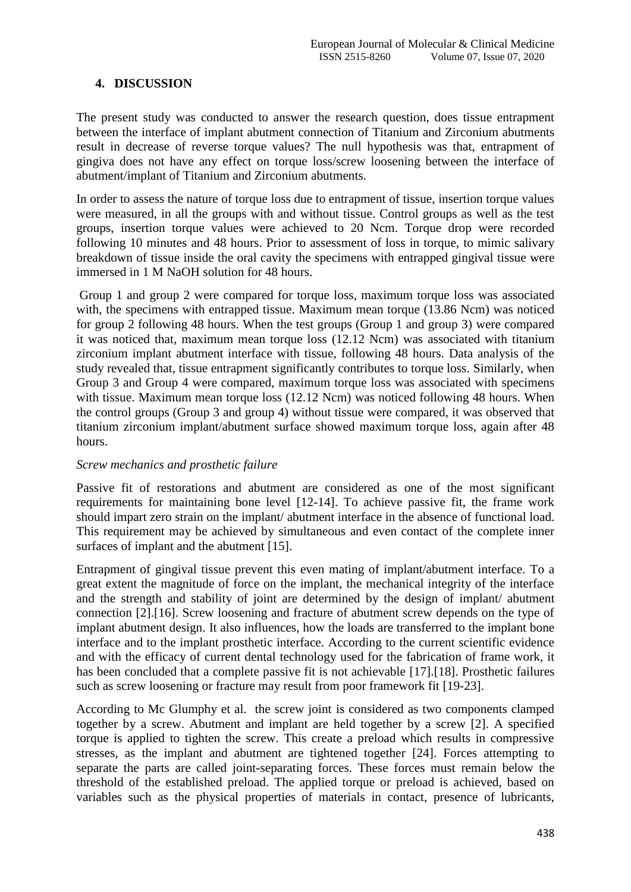## 4. DISCUSSION

The present study was conducted to answer the research question, does tissue entrapment between the interface of implant abutment connection of Titanium and Zirconium abutments result in decrease of reverse torque values? The null hypothesis was that, entrapment of gingiva does not have any effect on torque loss/screw loosening between the interface of abutment/implant of Titanium and Zirconium abutments.

In order to assess the nature of torque loss due to entrapment of tissue, insertion torque values were measured, in all the groups with and without tissue. Control groups as well as the test groups, insertion torque values were achieved to 20 Ncm. Torque drop were recorded following 10 minutes and 48 hours. Prior to assessment of loss in torque, to mimic salivary breakdown of tissue inside the oral cavity the specimens with entrapped gingival tissue were immersed in 1 M NaOH solution for 48 hours.

Group 1 and group 2 were compared for torque loss, maximum torque loss was associated with, the specimens with entrapped tissue. Maximum mean torque (13.86 Ncm) was noticed for group 2 following 48 hours. When the test groups (Group 1 and group 3) were compared it was noticed that, maximum mean torque loss (12.12 Ncm) was associated with titanium zirconium implant abutment interface with tissue, following 48 hours. Data analysis of the study revealed that, tissue entrapment significantly contributes to torque loss. Similarly, when Group 3 and Group 4 were compared, maximum torque loss was associated with specimens with tissue. Maximum mean torque loss (12.12 Ncm) was noticed following 48 hours. When the control groups (Group 3 and group 4) without tissue were compared, it was observed that titanium zirconium implant/abutment surface showed maximum torque loss, again after 48 hours.

*Screw mechanics and prosthetic failure*

Passive fit of restorations and abutment are considered as one of the most significant requirements for maintaining bone level [12-14]. To achieve passive fit, the frame work should impart zero strain on the implant/ abutment interface in the absence of functional load. This requirement may be achieved by simultaneous and even contact of the complete inner surfaces of implant and the abutment [15].

Entrapment of gingival tissue prevent this even mating of implant/abutment interface. To a great extent the magnitude of force on the implant, the mechanical integrity of the interface and the strength and stability of joint are determined by the design of implant/ abutment connection [2].[16]. Screw loosening and fracture of abutment screw depends on the type of implant abutment design. It also influences, how the loads are transferred to the implant bone interface and to the implant prosthetic interface. According to the current scientific evidence and with the efficacy of current dental technology used for the fabrication of frame work, it has been concluded that a complete passive fit is not achievable [17].[18]. Prosthetic failures such as screw loosening or fracture may result from poor framework fit [19-23].

According to Mc Glumphy et al. the screw joint is considered as two components clamped together by a screw. Abutment and implant are held together by a screw [2]. A specified torque is applied to tighten the screw. This create a preload which results in compressive stresses, as the implant and abutment are tightened together [24]. Forces attempting to separate the parts are called joint-separating forces. These forces must remain below the threshold of the established preload. The applied torque or preload is achieved, based on variables such as the physical properties of materials in contact, presence of lubricants,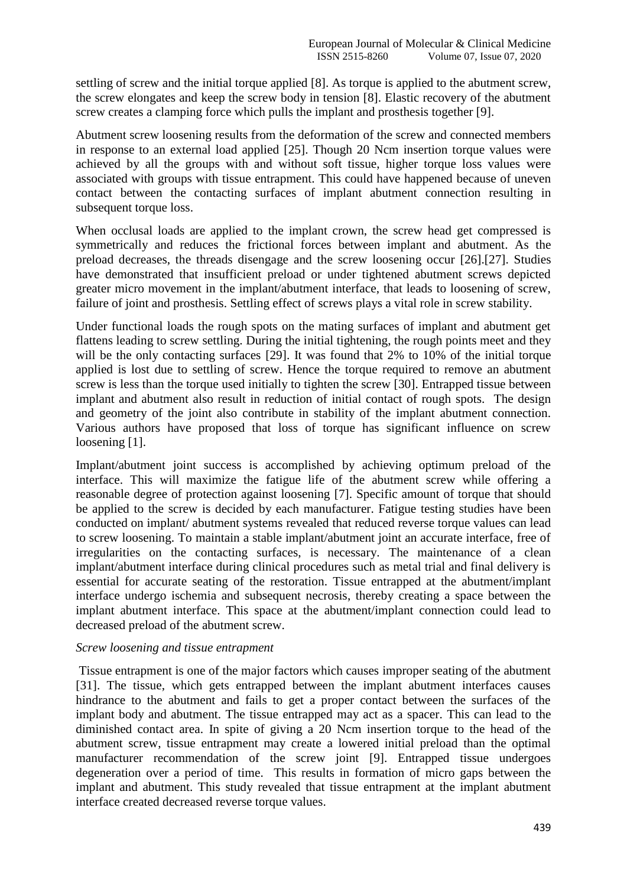settling of screw and the initial torque applied [8]. As torque is applied to the abutment screw, the screw elongates and keep the screw body in tension [8]. Elastic recovery of the abutment screw creates a clamping force which pulls the implant and prosthesis together [9].

Abutment screw loosening results from the deformation of the screw and connected members in response to an external load applied [25]. Though 20 Ncm insertion torque values were achieved by all the groups with and without soft tissue, higher torque loss values were associated with groups with tissue entrapment. This could have happened because of uneven contact between the contacting surfaces of implant abutment connection resulting in subsequent torque loss.

When occlusal loads are applied to the implant crown, the screw head get compressed is symmetrically and reduces the frictional forces between implant and abutment. As the preload decreases, the threads disengage and the screw loosening occur [26].[27]. Studies have demonstrated that insufficient preload or under tightened abutment screws depicted greater micro movement in the implant/abutment interface, that leads to loosening of screw, failure of joint and prosthesis. Settling effect of screws plays a vital role in screw stability.

Under functional loads the rough spots on the mating surfaces of implant and abutment get flattens leading to screw settling. During the initial tightening, the rough points meet and they will be the only contacting surfaces [29]. It was found that 2% to 10% of the initial torque applied is lost due to settling of screw. Hence the torque required to remove an abutment screw is less than the torque used initially to tighten the screw [30]. Entrapped tissue between implant and abutment also result in reduction of initial contact of rough spots. The design and geometry of the joint also contribute in stability of the implant abutment connection. Various authors have proposed that loss of torque has significant influence on screw loosening [1].

Implant/abutment joint success is accomplished by achieving optimum preload of the interface. This will maximize the fatigue life of the abutment screw while offering a reasonable degree of protection against loosening [7]. Specific amount of torque that should be applied to the screw is decided by each manufacturer. Fatigue testing studies have been conducted on implant/ abutment systems revealed that reduced reverse torque values can lead to screw loosening. To maintain a stable implant/abutment joint an accurate interface, free of irregularities on the contacting surfaces, is necessary. The maintenance of a clean implant/abutment interface during clinical procedures such as metal trial and final delivery is essential for accurate seating of the restoration. Tissue entrapped at the abutment/implant interface undergo ischemia and subsequent necrosis, thereby creating a space between the implant abutment interface. This space at the abutment/implant connection could lead to decreased preload of the abutment screw.

*Screw loosening and tissue entrapment*

Tissue entrapment is one of the major factors which causes improper seating of the abutment [31]. The tissue, which gets entrapped between the implant abutment interfaces causes hindrance to the abutment and fails to get a proper contact between the surfaces of the implant body and abutment. The tissue entrapped may act as a spacer. This can lead to the diminished contact area. In spite of giving a 20 Ncm insertion torque to the head of the abutment screw, tissue entrapment may create a lowered initial preload than the optimal manufacturer recommendation of the screw joint [9]. Entrapped tissue undergoes degeneration over a period of time. This results in formation of micro gaps between the implant and abutment. This study revealed that tissue entrapment at the implant abutment interface created decreased reverse torque values.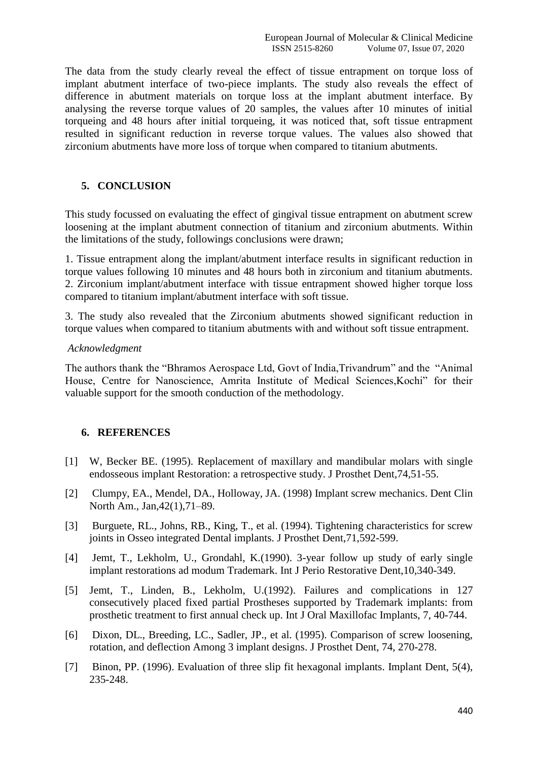The data from the study clearly reveal the effect of tissue entrapment on torque loss of implant abutment interface of two-piece implants. The study also reveals the effect of difference in abutment materials on torque loss at the implant abutment interface. By analysing the reverse torque values of 20 samples, the values after 10 minutes of initial torqueing and 48 hours after initial torqueing, it was noticed that, soft tissue entrapment resulted in significant reduction in reverse torque values. The values also showed that zirconium abutments have more loss of torque when compared to titanium abutments.

## 5. CONCLUSION

This study focussed on evaluating the effect of gingival tissue entrapment on abutment screw loosening at the implant abutment connection of titanium and zirconium abutments. Within the limitations of the study, followings conclusions were drawn;

1. Tissue entrapment along the implant/abutment interface results in significant reduction in torque values following 10 minutes and 48 hours both in zirconium and titanium abutments.
2. Zirconium implant/abutment interface with tissue entrapment showed higher torque loss compared to titanium implant/abutment interface with soft tissue.

3. The study also revealed that the Zirconium abutments showed significant reduction in torque values when compared to titanium abutments with and without soft tissue entrapment.

*Acknowledgment*

The authors thank the "Bhramos Aerospace Ltd, Govt of India,Trivandrum" and the "Animal House, Centre for Nanoscience, Amrita Institute of Medical Sciences,Kochi" for their valuable support for the smooth conduction of the methodology.

## 6. REFERENCES

[1] W, Becker BE. (1995). Replacement of maxillary and mandibular molars with single endosseous implant Restoration: a retrospective study. J Prosthet Dent,74,51-55.

[2] Clumpy, EA., Mendel, DA., Holloway, JA. (1998) Implant screw mechanics. Dent Clin North Am., Jan,42(1),71–89.

[3] Burguete, RL., Johns, RB., King, T., et al. (1994). Tightening characteristics for screw joints in Osseo integrated Dental implants. J Prosthet Dent,71,592-599.

[4] Jemt, T., Lekholm, U., Grondahl, K.(1990). 3-year follow up study of early single implant restorations ad modum Trademark. Int J Perio Restorative Dent,10,340-349.

[5] Jemt, T., Linden, B., Lekholm, U.(1992). Failures and complications in 127 consecutively placed fixed partial Prostheses supported by Trademark implants: from prosthetic treatment to first annual check up. Int J Oral Maxillofac Implants, 7, 40-744.

[6] Dixon, DL., Breeding, LC., Sadler, JP., et al. (1995). Comparison of screw loosening, rotation, and deflection Among 3 implant designs. J Prosthet Dent, 74, 270-278.

[7] Binon, PP. (1996). Evaluation of three slip fit hexagonal implants. Implant Dent, 5(4), 235-248.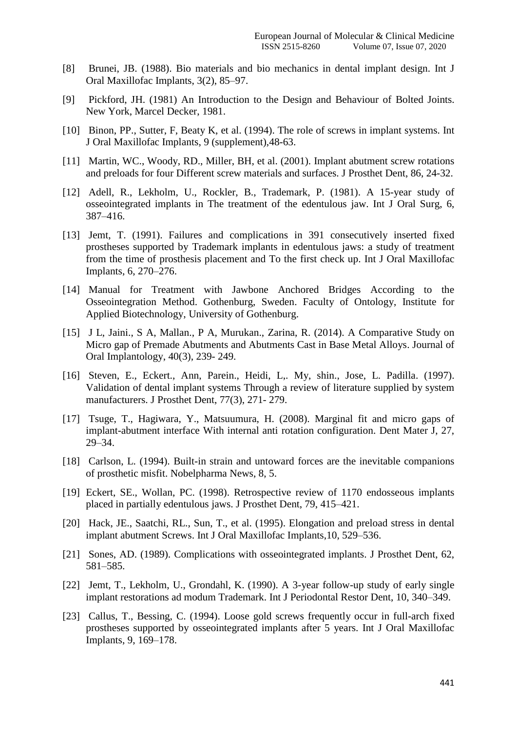[8] Brunei, JB. (1988). Bio materials and bio mechanics in dental implant design. Int J Oral Maxillofac Implants, 3(2), 85–97.

[9] Pickford, JH. (1981) An Introduction to the Design and Behaviour of Bolted Joints. New York, Marcel Decker, 1981.

[10] Binon, PP., Sutter, F, Beaty K, et al. (1994). The role of screws in implant systems. Int J Oral Maxillofac Implants, 9 (supplement),48-63.

[11] Martin, WC., Woody, RD., Miller, BH, et al. (2001). Implant abutment screw rotations and preloads for four Different screw materials and surfaces. J Prosthet Dent, 86, 24-32.

[12] Adell, R., Lekholm, U., Rockler, B., Trademark, P. (1981). A 15-year study of osseointegrated implants in The treatment of the edentulous jaw. Int J Oral Surg, 6, 387–416.

[13] Jemt, T. (1991). Failures and complications in 391 consecutively inserted fixed prostheses supported by Trademark implants in edentulous jaws: a study of treatment from the time of prosthesis placement and To the first check up. Int J Oral Maxillofac Implants, 6, 270–276.

[14] Manual for Treatment with Jawbone Anchored Bridges According to the Osseointegration Method. Gothenburg, Sweden. Faculty of Ontology, Institute for Applied Biotechnology, University of Gothenburg.

[15] J L, Jaini., S A, Mallan., P A, Murukan., Zarina, R. (2014). A Comparative Study on Micro gap of Premade Abutments and Abutments Cast in Base Metal Alloys. Journal of Oral Implantology, 40(3), 239- 249.

[16] Steven, E., Eckert., Ann, Parein., Heidi, L,. My, shin., Jose, L. Padilla. (1997). Validation of dental implant systems Through a review of literature supplied by system manufacturers. J Prosthet Dent, 77(3), 271- 279.

[17] Tsuge, T., Hagiwara, Y., Matsuumura, H. (2008). Marginal fit and micro gaps of implant-abutment interface With internal anti rotation configuration. Dent Mater J, 27, 29–34.

[18] Carlson, L. (1994). Built-in strain and untoward forces are the inevitable companions of prosthetic misfit. Nobelpharma News, 8, 5.

[19] Eckert, SE., Wollan, PC. (1998). Retrospective review of 1170 endosseous implants placed in partially edentulous jaws. J Prosthet Dent, 79, 415–421.

[20] Hack, JE., Saatchi, RL., Sun, T., et al. (1995). Elongation and preload stress in dental implant abutment Screws. Int J Oral Maxillofac Implants,10, 529–536.

[21] Sones, AD. (1989). Complications with osseointegrated implants. J Prosthet Dent, 62, 581–585.

[22] Jemt, T., Lekholm, U., Grondahl, K. (1990). A 3-year follow-up study of early single implant restorations ad modum Trademark. Int J Periodontal Restor Dent, 10, 340–349.

[23] Callus, T., Bessing, C. (1994). Loose gold screws frequently occur in full-arch fixed prostheses supported by osseointegrated implants after 5 years. Int J Oral Maxillofac Implants, 9, 169–178.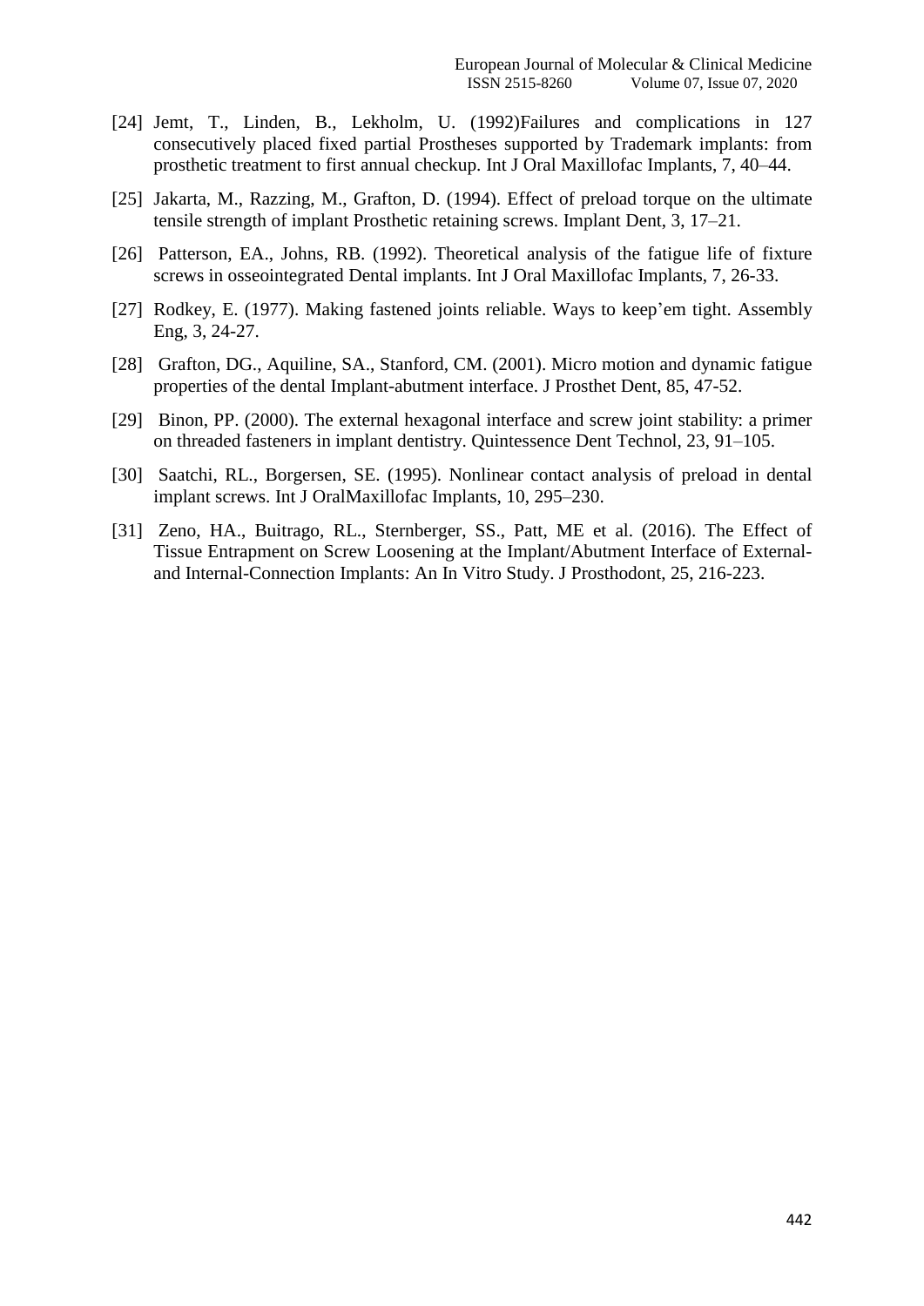[24] Jemt, T., Linden, B., Lekholm, U. (1992)Failures and complications in 127 consecutively placed fixed partial Prostheses supported by Trademark implants: from prosthetic treatment to first annual checkup. Int J Oral Maxillofac Implants, 7, 40–44.

[25] Jakarta, M., Razzing, M., Grafton, D. (1994). Effect of preload torque on the ultimate tensile strength of implant Prosthetic retaining screws. Implant Dent, 3, 17–21.

[26] Patterson, EA., Johns, RB. (1992). Theoretical analysis of the fatigue life of fixture screws in osseointegrated Dental implants. Int J Oral Maxillofac Implants, 7, 26-33.

[27] Rodkey, E. (1977). Making fastened joints reliable. Ways to keep'em tight. Assembly Eng, 3, 24-27.

[28] Grafton, DG., Aquiline, SA., Stanford, CM. (2001). Micro motion and dynamic fatigue properties of the dental Implant-abutment interface. J Prosthet Dent, 85, 47-52.

[29] Binon, PP. (2000). The external hexagonal interface and screw joint stability: a primer on threaded fasteners in implant dentistry. Quintessence Dent Technol, 23, 91–105.

[30] Saatchi, RL., Borgersen, SE. (1995). Nonlinear contact analysis of preload in dental implant screws. Int J OralMaxillofac Implants, 10, 295–230.

[31] Zeno, HA., Buitrago, RL., Sternberger, SS., Patt, ME et al. (2016). The Effect of Tissue Entrapment on Screw Loosening at the Implant/Abutment Interface of External- and Internal-Connection Implants: An In Vitro Study. J Prosthodont, 25, 216-223.